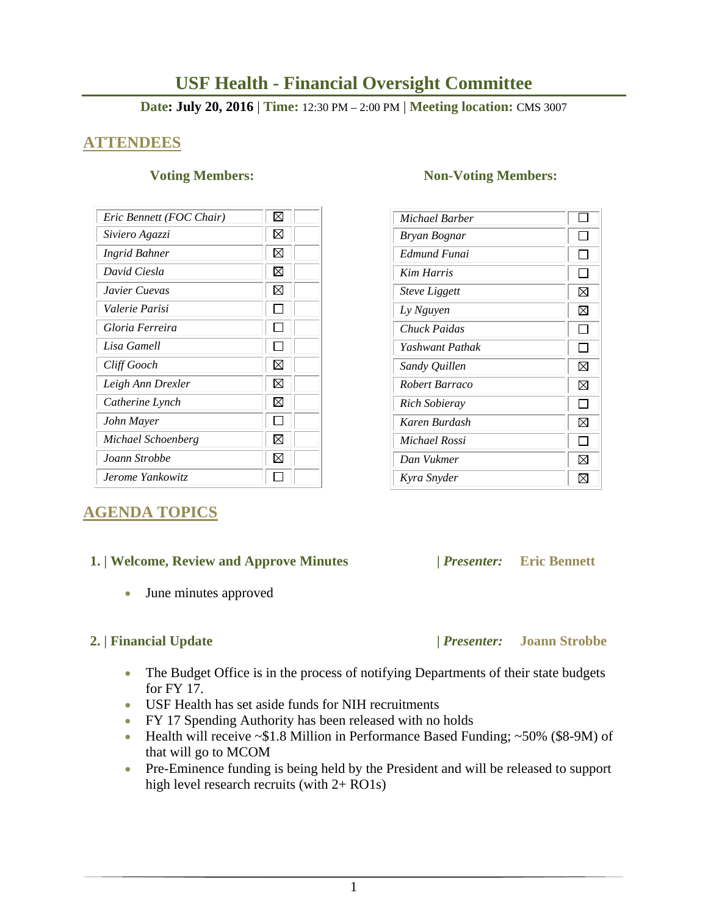# USF Health - Financial Oversight Committee

**Date: July 20, 2016** | **Time:** 12:30 PM – 2:00 PM | **Meeting location:** CMS 3007

## ATTENDEES

### Voting Members:

| | | |
|---|---|---|
| *Eric Bennett (FOC Chair)* | ☒ | |
| *Siviero Agazzi* | ☒ | |
| *Ingrid Bahner* | ☒ | |
| *David Ciesla* | ☒ | |
| *Javier Cuevas* | ☒ | |
| *Valerie Parisi* | ☐ | |
| *Gloria Ferreira* | ☐ | |
| *Lisa Gamell* | ☐ | |
| *Cliff Gooch* | ☒ | |
| *Leigh Ann Drexler* | ☒ | |
| *Catherine Lynch* | ☒ | |
| *John Mayer* | ☐ | |
| *Michael Schoenberg* | ☒ | |
| *Joann Strobbe* | ☒ | |
| *Jerome Yankowitz* | ☐ | |

### Non-Voting Members:

| | |
|---|---|
| *Michael Barber* | ☐ |
| *Bryan Bognar* | ☐ |
| *Edmund Funai* | ☐ |
| *Kim Harris* | ☐ |
| *Steve Liggett* | ☒ |
| *Ly Nguyen* | ☒ |
| *Chuck Paidas* | ☐ |
| *Yashwant Pathak* | ☐ |
| *Sandy Quillen* | ☒ |
| *Robert Barraco* | ☒ |
| *Rich Sobieray* | ☐ |
| *Karen Burdash* | ☒ |
| *Michael Rossi* | ☐ |
| *Dan Vukmer* | ☒ |
| *Kyra Snyder* | ☒ |

## AGENDA TOPICS

### 1. | Welcome, Review and Approve Minutes | *Presenter:* Eric Bennett

- June minutes approved

### 2. | Financial Update | *Presenter:* Joann Strobbe

- The Budget Office is in the process of notifying Departments of their state budgets for FY 17.
- USF Health has set aside funds for NIH recruitments
- FY 17 Spending Authority has been released with no holds
- Health will receive ~$1.8 Million in Performance Based Funding; ~50% ($8-9M) of that will go to MCOM
- Pre-Eminence funding is being held by the President and will be released to support high level research recruits (with 2+ RO1s)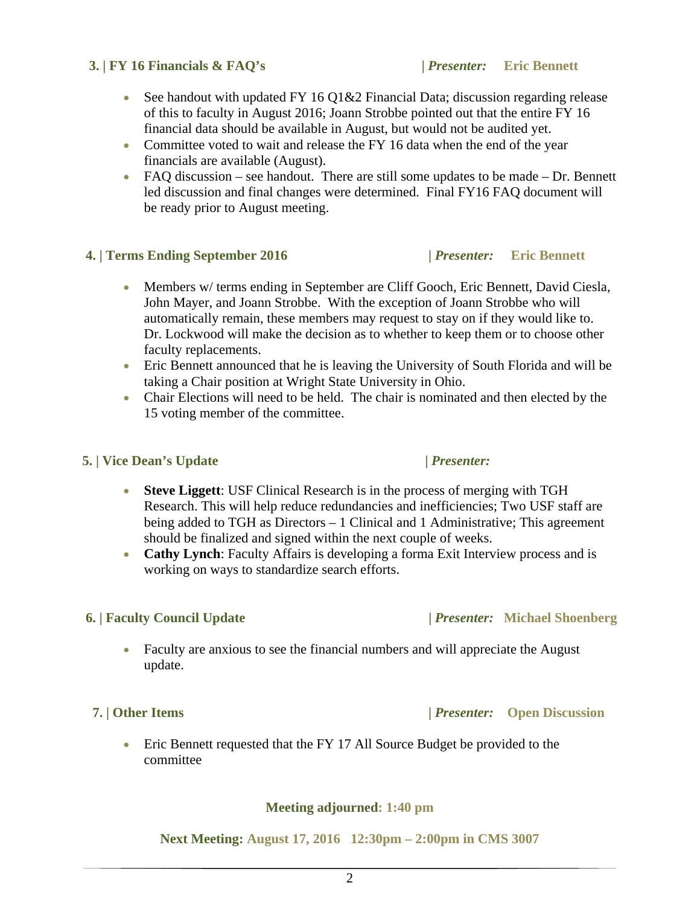### 3. | FY 16 Financials & FAQ's | *Presenter:* Eric Bennett

- See handout with updated FY 16 Q1&2 Financial Data; discussion regarding release of this to faculty in August 2016; Joann Strobbe pointed out that the entire FY 16 financial data should be available in August, but would not be audited yet.
- Committee voted to wait and release the FY 16 data when the end of the year financials are available (August).
- FAQ discussion – see handout. There are still some updates to be made – Dr. Bennett led discussion and final changes were determined. Final FY16 FAQ document will be ready prior to August meeting.

### 4. | Terms Ending September 2016 | *Presenter:* Eric Bennett

- Members w/ terms ending in September are Cliff Gooch, Eric Bennett, David Ciesla, John Mayer, and Joann Strobbe. With the exception of Joann Strobbe who will automatically remain, these members may request to stay on if they would like to. Dr. Lockwood will make the decision as to whether to keep them or to choose other faculty replacements.
- Eric Bennett announced that he is leaving the University of South Florida and will be taking a Chair position at Wright State University in Ohio.
- Chair Elections will need to be held. The chair is nominated and then elected by the 15 voting member of the committee.

### 5. | Vice Dean's Update | *Presenter:*

- **Steve Liggett**: USF Clinical Research is in the process of merging with TGH Research. This will help reduce redundancies and inefficiencies; Two USF staff are being added to TGH as Directors – 1 Clinical and 1 Administrative; This agreement should be finalized and signed within the next couple of weeks.
- **Cathy Lynch**: Faculty Affairs is developing a forma Exit Interview process and is working on ways to standardize search efforts.

### 6. | Faculty Council Update | *Presenter:* Michael Shoenberg

- Faculty are anxious to see the financial numbers and will appreciate the August update.

### 7. | Other Items | *Presenter:* Open Discussion

- Eric Bennett requested that the FY 17 All Source Budget be provided to the committee

**Meeting adjourned: 1:40 pm**

**Next Meeting: August 17, 2016 12:30pm – 2:00pm in CMS 3007**